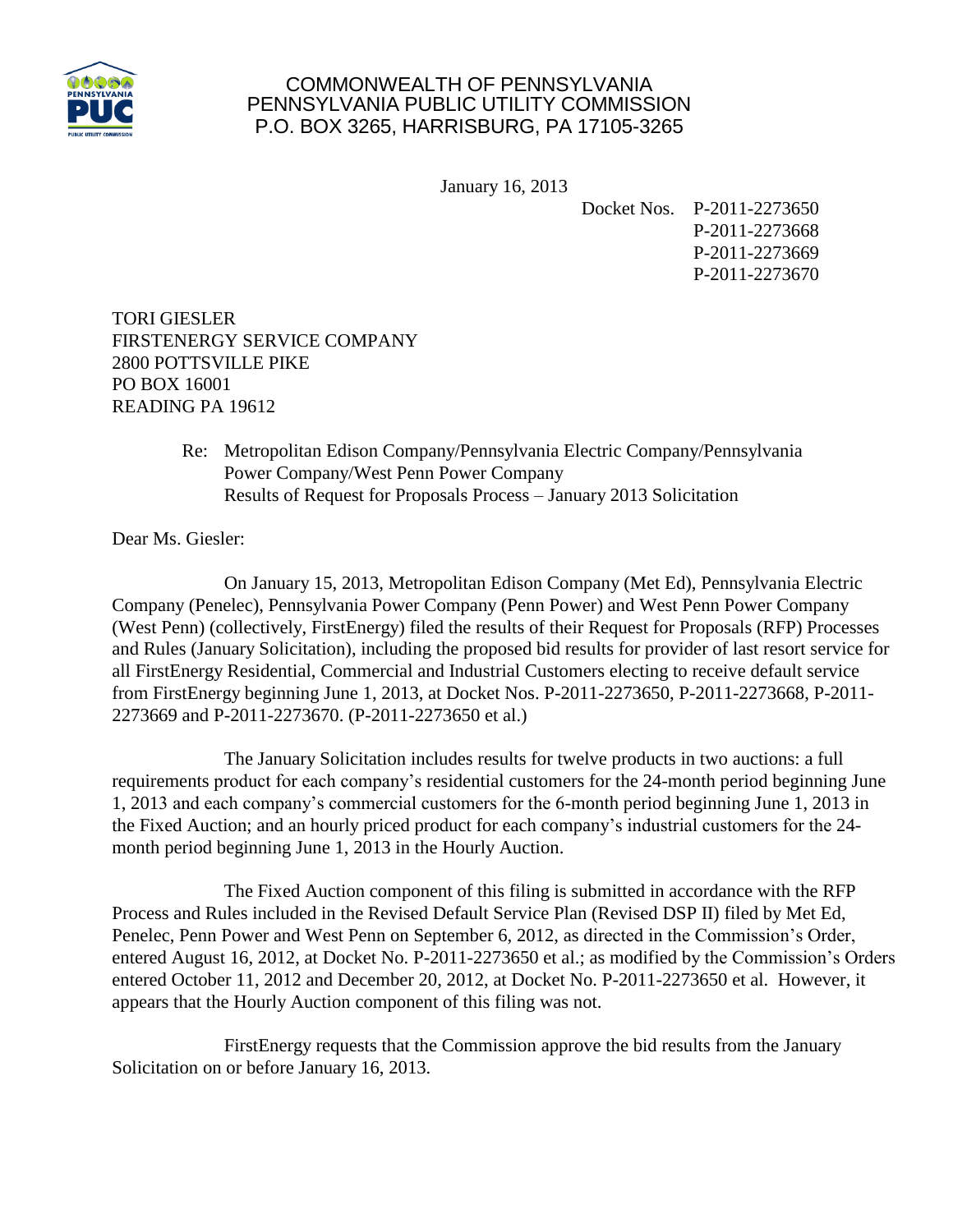COMMONWEALTH OF PENNSYLVANIA
PENNSYLVANIA PUBLIC UTILITY COMMISSION
P.O. BOX 3265, HARRISBURG, PA 17105-3265

January 16, 2013

Docket Nos. P-2011-2273650
P-2011-2273668
P-2011-2273669
P-2011-2273670

TORI GIESLER
FIRSTENERGY SERVICE COMPANY
2800 POTTSVILLE PIKE
PO BOX 16001
READING PA 19612

Re: Metropolitan Edison Company/Pennsylvania Electric Company/Pennsylvania Power Company/West Penn Power Company
Results of Request for Proposals Process – January 2013 Solicitation

Dear Ms. Giesler:

On January 15, 2013, Metropolitan Edison Company (Met Ed), Pennsylvania Electric Company (Penelec), Pennsylvania Power Company (Penn Power) and West Penn Power Company (West Penn) (collectively, FirstEnergy) filed the results of their Request for Proposals (RFP) Processes and Rules (January Solicitation), including the proposed bid results for provider of last resort service for all FirstEnergy Residential, Commercial and Industrial Customers electing to receive default service from FirstEnergy beginning June 1, 2013, at Docket Nos. P-2011-2273650, P-2011-2273668, P-2011-2273669 and P-2011-2273670. (P-2011-2273650 et al.)

The January Solicitation includes results for twelve products in two auctions: a full requirements product for each company's residential customers for the 24-month period beginning June 1, 2013 and each company's commercial customers for the 6-month period beginning June 1, 2013 in the Fixed Auction; and an hourly priced product for each company's industrial customers for the 24-month period beginning June 1, 2013 in the Hourly Auction.

The Fixed Auction component of this filing is submitted in accordance with the RFP Process and Rules included in the Revised Default Service Plan (Revised DSP II) filed by Met Ed, Penelec, Penn Power and West Penn on September 6, 2012, as directed in the Commission's Order, entered August 16, 2012, at Docket No. P-2011-2273650 et al.; as modified by the Commission's Orders entered October 11, 2012 and December 20, 2012, at Docket No. P-2011-2273650 et al. However, it appears that the Hourly Auction component of this filing was not.

FirstEnergy requests that the Commission approve the bid results from the January Solicitation on or before January 16, 2013.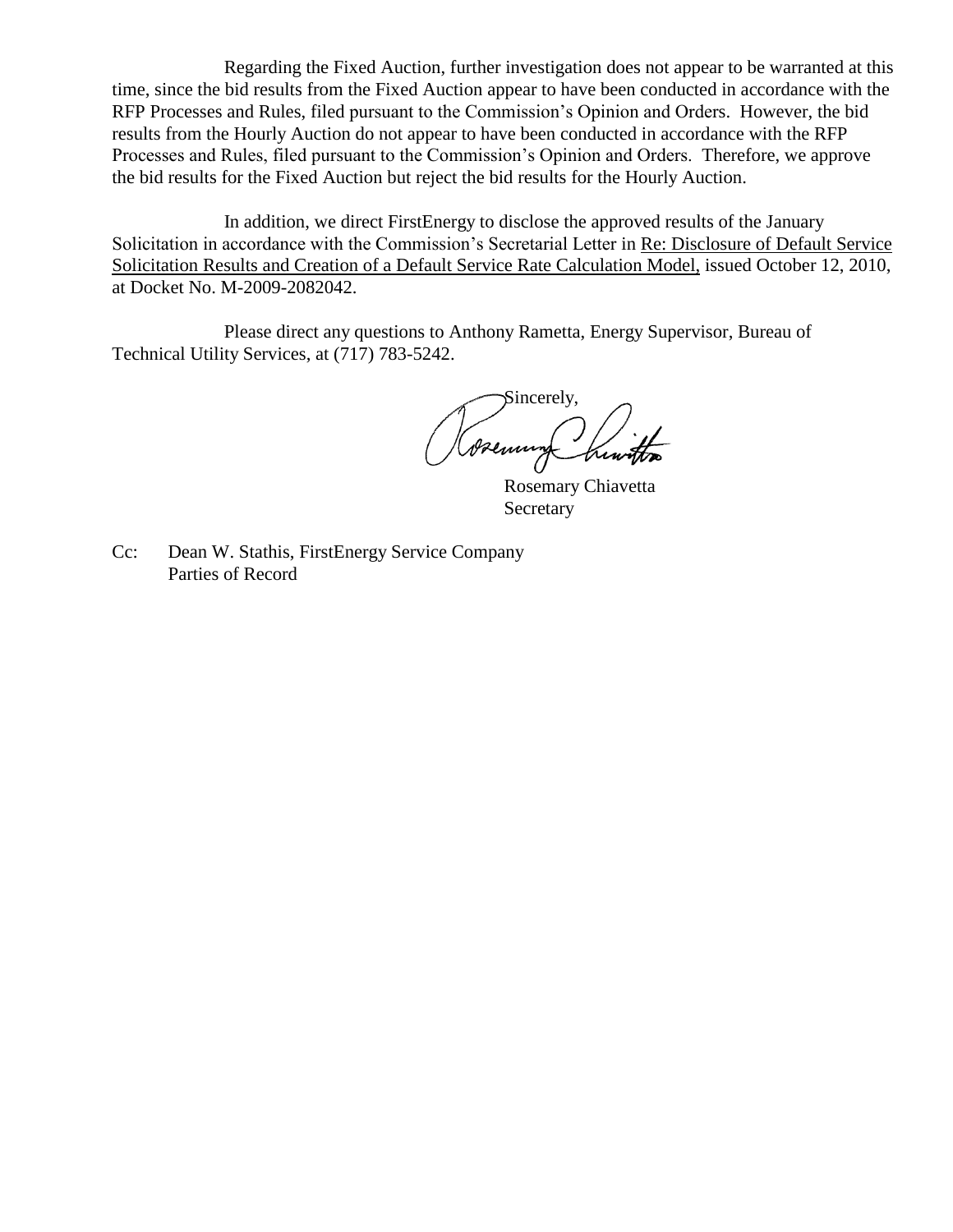Regarding the Fixed Auction, further investigation does not appear to be warranted at this time, since the bid results from the Fixed Auction appear to have been conducted in accordance with the RFP Processes and Rules, filed pursuant to the Commission's Opinion and Orders. However, the bid results from the Hourly Auction do not appear to have been conducted in accordance with the RFP Processes and Rules, filed pursuant to the Commission's Opinion and Orders. Therefore, we approve the bid results for the Fixed Auction but reject the bid results for the Hourly Auction.

In addition, we direct FirstEnergy to disclose the approved results of the January Solicitation in accordance with the Commission's Secretarial Letter in Re: Disclosure of Default Service Solicitation Results and Creation of a Default Service Rate Calculation Model, issued October 12, 2010, at Docket No. M-2009-2082042.

Please direct any questions to Anthony Rametta, Energy Supervisor, Bureau of Technical Utility Services, at (717) 783-5242.

Sincerely,

Rosemary Chiavetta
Secretary

Cc: Dean W. Stathis, FirstEnergy Service Company
Parties of Record